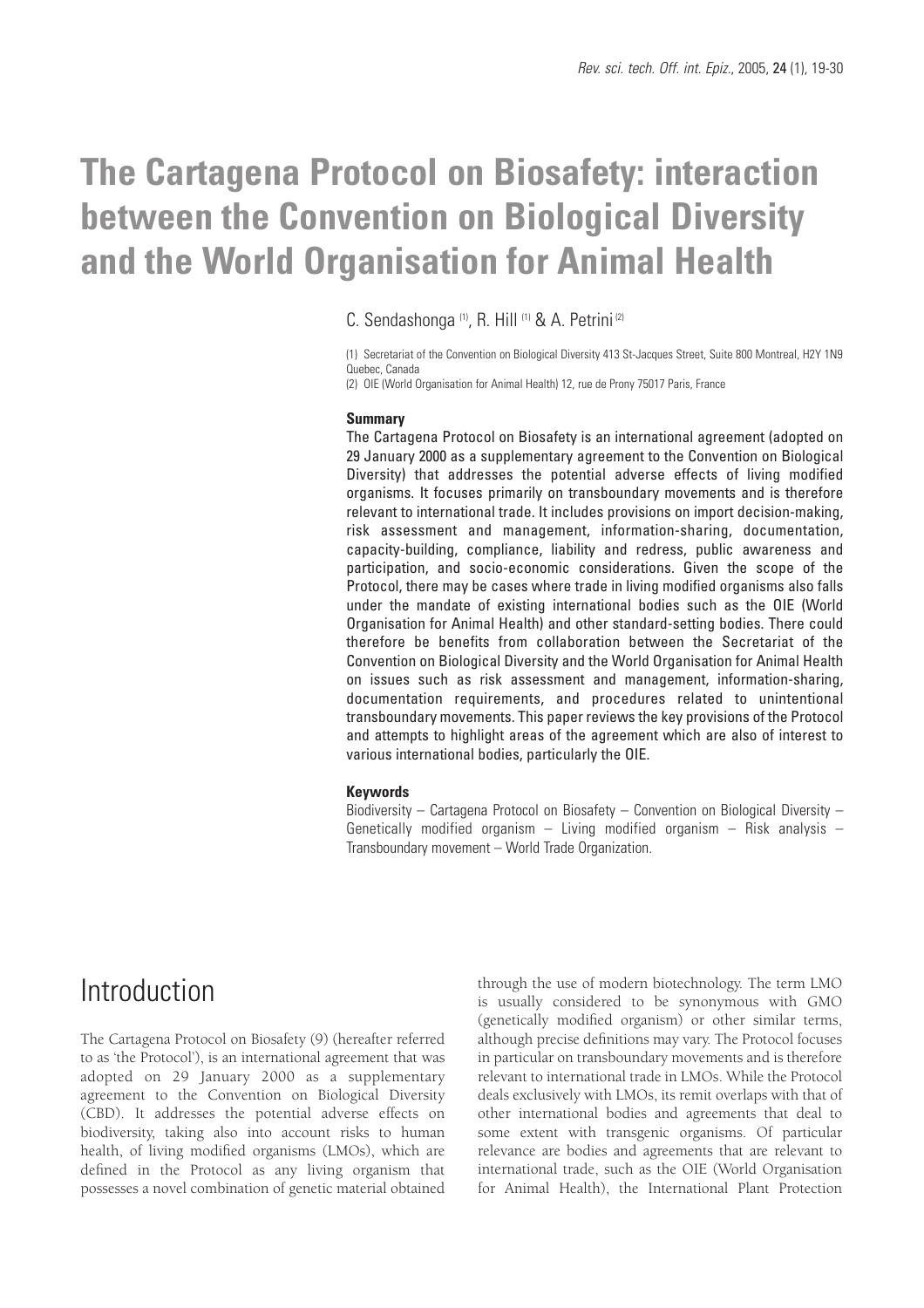# The Cartagena Protocol on Biosafety: interaction between the Convention on Biological Diversity and the World Organisation for Animal Health

C. Sendashonga [(1)], R. Hill [(1)] & A. Petrini [(2)]

(1) Secretariat of the Convention on Biological Diversity 413 St-Jacques Street, Suite 800 Montreal, H2Y 1N9 Quebec, Canada

(2) OIE (World Organisation for Animal Health) 12, rue de Prony 75017 Paris, France

### Summary

The Cartagena Protocol on Biosafety is an international agreement (adopted on 29 January 2000 as a supplementary agreement to the Convention on Biological Diversity) that addresses the potential adverse effects of living modified organisms. It focuses primarily on transboundary movements and is therefore relevant to international trade. It includes provisions on import decision-making, risk assessment and management, information-sharing, documentation, capacity-building, compliance, liability and redress, public awareness and participation, and socio-economic considerations. Given the scope of the Protocol, there may be cases where trade in living modified organisms also falls under the mandate of existing international bodies such as the OIE (World Organisation for Animal Health) and other standard-setting bodies. There could therefore be benefits from collaboration between the Secretariat of the Convention on Biological Diversity and the World Organisation for Animal Health on issues such as risk assessment and management, information-sharing, documentation requirements, and procedures related to unintentional transboundary movements. This paper reviews the key provisions of the Protocol and attempts to highlight areas of the agreement which are also of interest to various international bodies, particularly the OIE.

### Keywords

Biodiversity – Cartagena Protocol on Biosafety – Convention on Biological Diversity – Genetically modified organism – Living modified organism – Risk analysis – Transboundary movement – World Trade Organization.

## Introduction

The Cartagena Protocol on Biosafety (9) (hereafter referred to as 'the Protocol'), is an international agreement that was adopted on 29 January 2000 as a supplementary agreement to the Convention on Biological Diversity (CBD). It addresses the potential adverse effects on biodiversity, taking also into account risks to human health, of living modified organisms (LMOs), which are defined in the Protocol as any living organism that possesses a novel combination of genetic material obtained through the use of modern biotechnology. The term LMO is usually considered to be synonymous with GMO (genetically modified organism) or other similar terms, although precise definitions may vary. The Protocol focuses in particular on transboundary movements and is therefore relevant to international trade in LMOs. While the Protocol deals exclusively with LMOs, its remit overlaps with that of other international bodies and agreements that deal to some extent with transgenic organisms. Of particular relevance are bodies and agreements that are relevant to international trade, such as the OIE (World Organisation for Animal Health), the International Plant Protection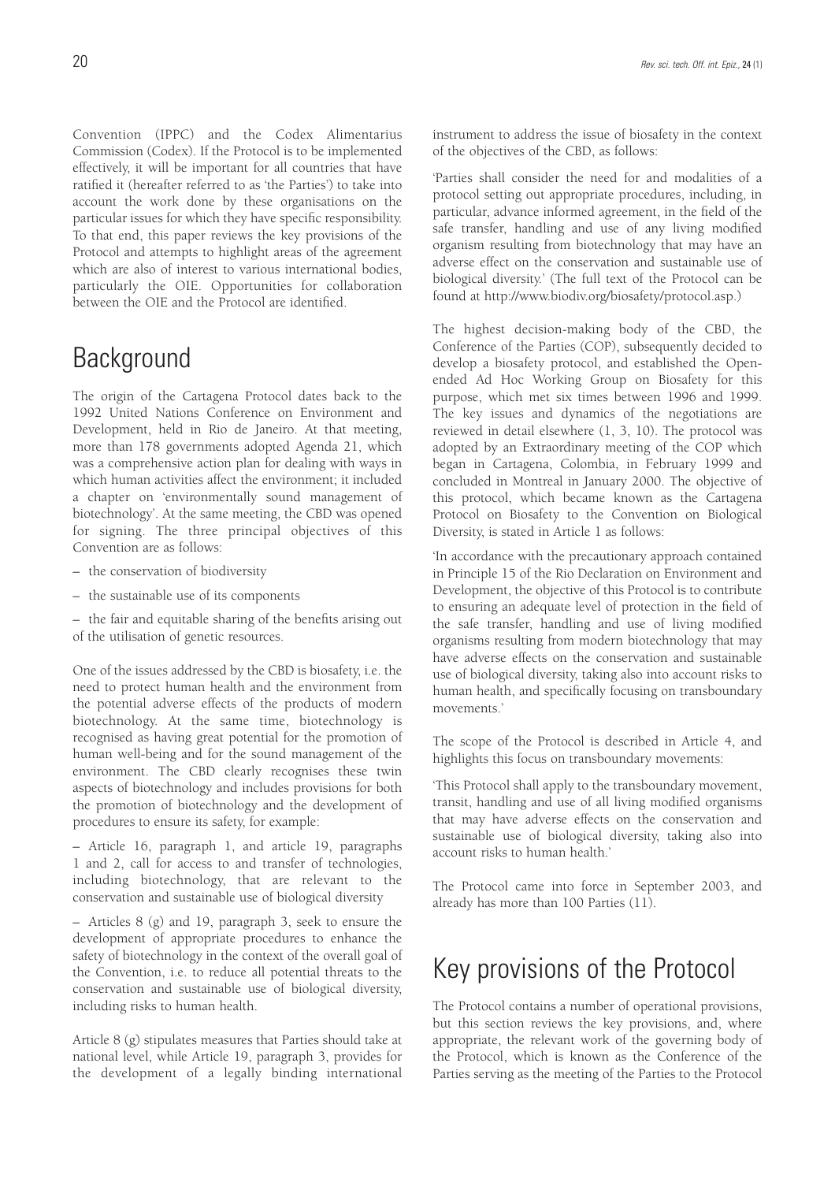Convention (IPPC) and the Codex Alimentarius Commission (Codex). If the Protocol is to be implemented effectively, it will be important for all countries that have ratified it (hereafter referred to as 'the Parties') to take into account the work done by these organisations on the particular issues for which they have specific responsibility. To that end, this paper reviews the key provisions of the Protocol and attempts to highlight areas of the agreement which are also of interest to various international bodies, particularly the OIE. Opportunities for collaboration between the OIE and the Protocol are identified.

# Background

The origin of the Cartagena Protocol dates back to the 1992 United Nations Conference on Environment and Development, held in Rio de Janeiro. At that meeting, more than 178 governments adopted Agenda 21, which was a comprehensive action plan for dealing with ways in which human activities affect the environment; it included a chapter on 'environmentally sound management of biotechnology'. At the same meeting, the CBD was opened for signing. The three principal objectives of this Convention are as follows:

– the conservation of biodiversity

– the sustainable use of its components

– the fair and equitable sharing of the benefits arising out of the utilisation of genetic resources.

One of the issues addressed by the CBD is biosafety, i.e. the need to protect human health and the environment from the potential adverse effects of the products of modern biotechnology. At the same time, biotechnology is recognised as having great potential for the promotion of human well-being and for the sound management of the environment. The CBD clearly recognises these twin aspects of biotechnology and includes provisions for both the promotion of biotechnology and the development of procedures to ensure its safety, for example:

– Article 16, paragraph 1, and article 19, paragraphs 1 and 2, call for access to and transfer of technologies, including biotechnology, that are relevant to the conservation and sustainable use of biological diversity

– Articles 8 (g) and 19, paragraph 3, seek to ensure the development of appropriate procedures to enhance the safety of biotechnology in the context of the overall goal of the Convention, i.e. to reduce all potential threats to the conservation and sustainable use of biological diversity, including risks to human health.

Article 8 (g) stipulates measures that Parties should take at national level, while Article 19, paragraph 3, provides for the development of a legally binding international instrument to address the issue of biosafety in the context of the objectives of the CBD, as follows:

'Parties shall consider the need for and modalities of a protocol setting out appropriate procedures, including, in particular, advance informed agreement, in the field of the safe transfer, handling and use of any living modified organism resulting from biotechnology that may have an adverse effect on the conservation and sustainable use of biological diversity.' (The full text of the Protocol can be found at http://www.biodiv.org/biosafety/protocol.asp.)

The highest decision-making body of the CBD, the Conference of the Parties (COP), subsequently decided to develop a biosafety protocol, and established the Open-ended Ad Hoc Working Group on Biosafety for this purpose, which met six times between 1996 and 1999. The key issues and dynamics of the negotiations are reviewed in detail elsewhere (1, 3, 10). The protocol was adopted by an Extraordinary meeting of the COP which began in Cartagena, Colombia, in February 1999 and concluded in Montreal in January 2000. The objective of this protocol, which became known as the Cartagena Protocol on Biosafety to the Convention on Biological Diversity, is stated in Article 1 as follows:

'In accordance with the precautionary approach contained in Principle 15 of the Rio Declaration on Environment and Development, the objective of this Protocol is to contribute to ensuring an adequate level of protection in the field of the safe transfer, handling and use of living modified organisms resulting from modern biotechnology that may have adverse effects on the conservation and sustainable use of biological diversity, taking also into account risks to human health, and specifically focusing on transboundary movements.'

The scope of the Protocol is described in Article 4, and highlights this focus on transboundary movements:

'This Protocol shall apply to the transboundary movement, transit, handling and use of all living modified organisms that may have adverse effects on the conservation and sustainable use of biological diversity, taking also into account risks to human health.'

The Protocol came into force in September 2003, and already has more than 100 Parties (11).

# Key provisions of the Protocol

The Protocol contains a number of operational provisions, but this section reviews the key provisions, and, where appropriate, the relevant work of the governing body of the Protocol, which is known as the Conference of the Parties serving as the meeting of the Parties to the Protocol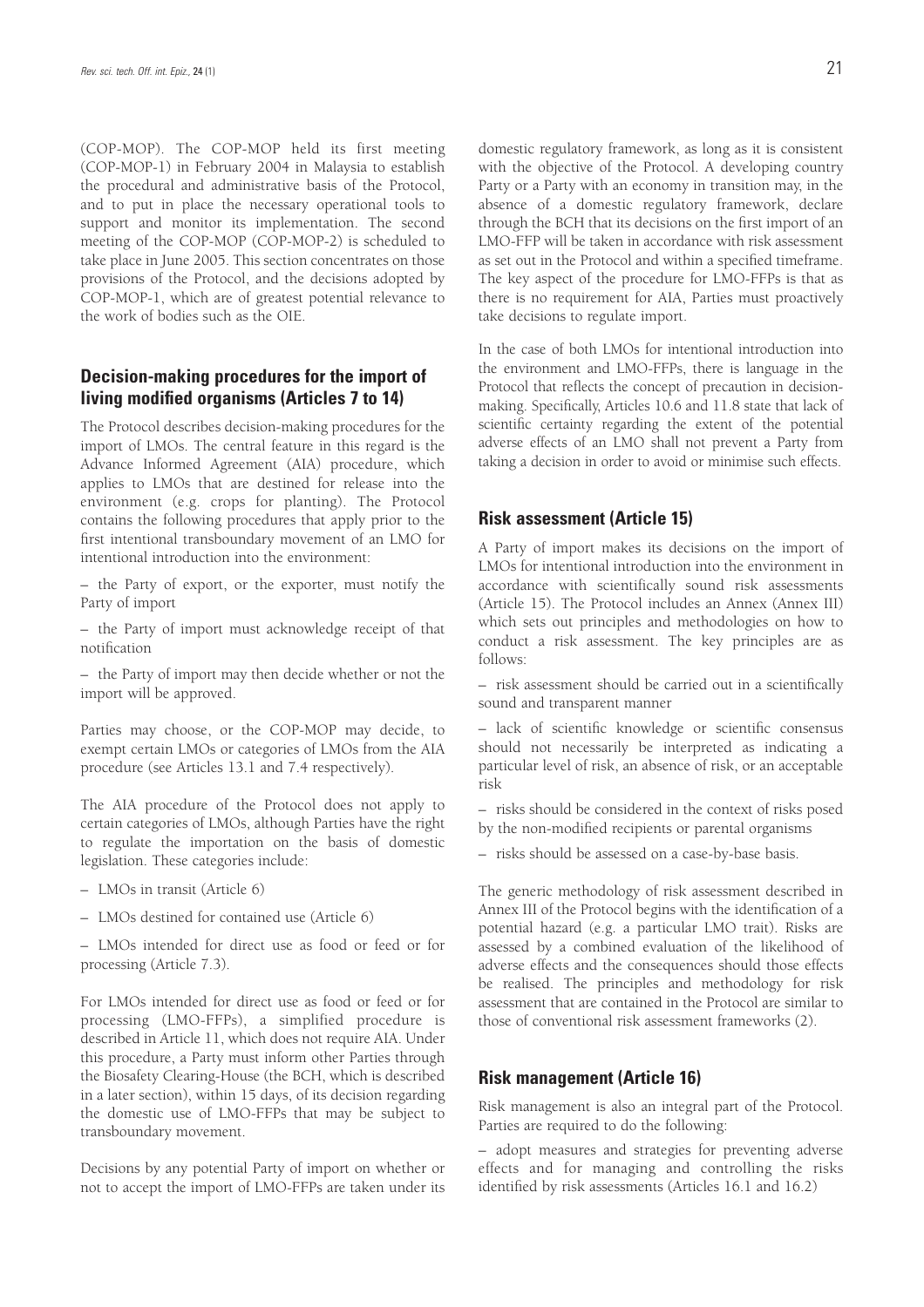(COP-MOP). The COP-MOP held its first meeting (COP-MOP-1) in February 2004 in Malaysia to establish the procedural and administrative basis of the Protocol, and to put in place the necessary operational tools to support and monitor its implementation. The second meeting of the COP-MOP (COP-MOP-2) is scheduled to take place in June 2005. This section concentrates on those provisions of the Protocol, and the decisions adopted by COP-MOP-1, which are of greatest potential relevance to the work of bodies such as the OIE.

## Decision-making procedures for the import of living modified organisms (Articles 7 to 14)

The Protocol describes decision-making procedures for the import of LMOs. The central feature in this regard is the Advance Informed Agreement (AIA) procedure, which applies to LMOs that are destined for release into the environment (e.g. crops for planting). The Protocol contains the following procedures that apply prior to the first intentional transboundary movement of an LMO for intentional introduction into the environment:

– the Party of export, or the exporter, must notify the Party of import

– the Party of import must acknowledge receipt of that notification

– the Party of import may then decide whether or not the import will be approved.

Parties may choose, or the COP-MOP may decide, to exempt certain LMOs or categories of LMOs from the AIA procedure (see Articles 13.1 and 7.4 respectively).

The AIA procedure of the Protocol does not apply to certain categories of LMOs, although Parties have the right to regulate the importation on the basis of domestic legislation. These categories include:

– LMOs in transit (Article 6)

– LMOs destined for contained use (Article 6)

– LMOs intended for direct use as food or feed or for processing (Article 7.3).

For LMOs intended for direct use as food or feed or for processing (LMO-FFPs), a simplified procedure is described in Article 11, which does not require AIA. Under this procedure, a Party must inform other Parties through the Biosafety Clearing-House (the BCH, which is described in a later section), within 15 days, of its decision regarding the domestic use of LMO-FFPs that may be subject to transboundary movement.

Decisions by any potential Party of import on whether or not to accept the import of LMO-FFPs are taken under its domestic regulatory framework, as long as it is consistent with the objective of the Protocol. A developing country Party or a Party with an economy in transition may, in the absence of a domestic regulatory framework, declare through the BCH that its decisions on the first import of an LMO-FFP will be taken in accordance with risk assessment as set out in the Protocol and within a specified timeframe. The key aspect of the procedure for LMO-FFPs is that as there is no requirement for AIA, Parties must proactively take decisions to regulate import.

In the case of both LMOs for intentional introduction into the environment and LMO-FFPs, there is language in the Protocol that reflects the concept of precaution in decision-making. Specifically, Articles 10.6 and 11.8 state that lack of scientific certainty regarding the extent of the potential adverse effects of an LMO shall not prevent a Party from taking a decision in order to avoid or minimise such effects.

## Risk assessment (Article 15)

A Party of import makes its decisions on the import of LMOs for intentional introduction into the environment in accordance with scientifically sound risk assessments (Article 15). The Protocol includes an Annex (Annex III) which sets out principles and methodologies on how to conduct a risk assessment. The key principles are as follows:

– risk assessment should be carried out in a scientifically sound and transparent manner

– lack of scientific knowledge or scientific consensus should not necessarily be interpreted as indicating a particular level of risk, an absence of risk, or an acceptable risk

– risks should be considered in the context of risks posed by the non-modified recipients or parental organisms

– risks should be assessed on a case-by-base basis.

The generic methodology of risk assessment described in Annex III of the Protocol begins with the identification of a potential hazard (e.g. a particular LMO trait). Risks are assessed by a combined evaluation of the likelihood of adverse effects and the consequences should those effects be realised. The principles and methodology for risk assessment that are contained in the Protocol are similar to those of conventional risk assessment frameworks (2).

## Risk management (Article 16)

Risk management is also an integral part of the Protocol. Parties are required to do the following:

– adopt measures and strategies for preventing adverse effects and for managing and controlling the risks identified by risk assessments (Articles 16.1 and 16.2)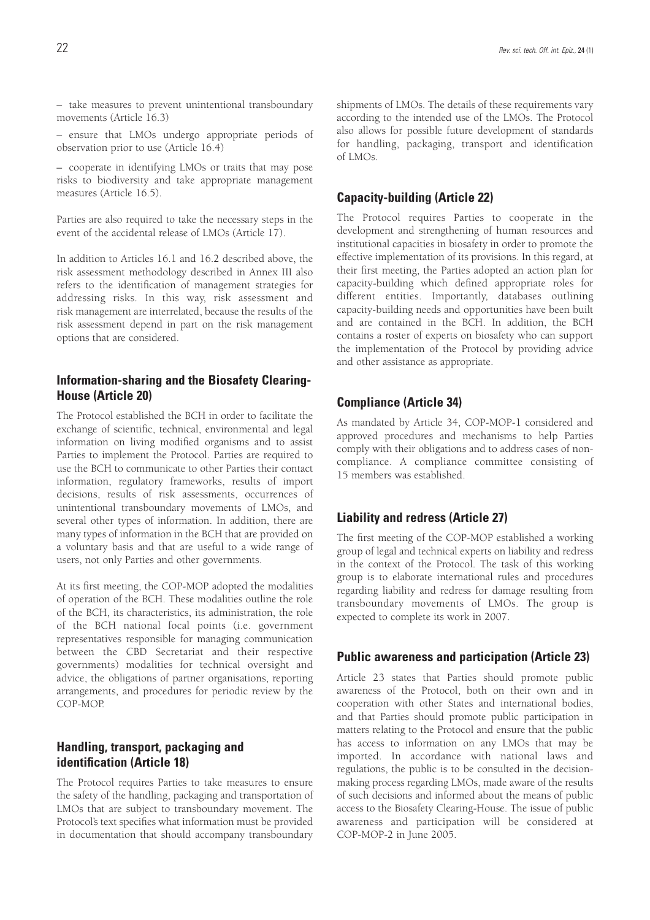– take measures to prevent unintentional transboundary movements (Article 16.3)

– ensure that LMOs undergo appropriate periods of observation prior to use (Article 16.4)

– cooperate in identifying LMOs or traits that may pose risks to biodiversity and take appropriate management measures (Article 16.5).

Parties are also required to take the necessary steps in the event of the accidental release of LMOs (Article 17).

In addition to Articles 16.1 and 16.2 described above, the risk assessment methodology described in Annex III also refers to the identification of management strategies for addressing risks. In this way, risk assessment and risk management are interrelated, because the results of the risk assessment depend in part on the risk management options that are considered.

## Information-sharing and the Biosafety Clearing-House (Article 20)

The Protocol established the BCH in order to facilitate the exchange of scientific, technical, environmental and legal information on living modified organisms and to assist Parties to implement the Protocol. Parties are required to use the BCH to communicate to other Parties their contact information, regulatory frameworks, results of import decisions, results of risk assessments, occurrences of unintentional transboundary movements of LMOs, and several other types of information. In addition, there are many types of information in the BCH that are provided on a voluntary basis and that are useful to a wide range of users, not only Parties and other governments.

At its first meeting, the COP-MOP adopted the modalities of operation of the BCH. These modalities outline the role of the BCH, its characteristics, its administration, the role of the BCH national focal points (i.e. government representatives responsible for managing communication between the CBD Secretariat and their respective governments) modalities for technical oversight and advice, the obligations of partner organisations, reporting arrangements, and procedures for periodic review by the COP-MOP.

## Handling, transport, packaging and identification (Article 18)

The Protocol requires Parties to take measures to ensure the safety of the handling, packaging and transportation of LMOs that are subject to transboundary movement. The Protocol's text specifies what information must be provided in documentation that should accompany transboundary shipments of LMOs. The details of these requirements vary according to the intended use of the LMOs. The Protocol also allows for possible future development of standards for handling, packaging, transport and identification of LMOs.

## Capacity-building (Article 22)

The Protocol requires Parties to cooperate in the development and strengthening of human resources and institutional capacities in biosafety in order to promote the effective implementation of its provisions. In this regard, at their first meeting, the Parties adopted an action plan for capacity-building which defined appropriate roles for different entities. Importantly, databases outlining capacity-building needs and opportunities have been built and are contained in the BCH. In addition, the BCH contains a roster of experts on biosafety who can support the implementation of the Protocol by providing advice and other assistance as appropriate.

## Compliance (Article 34)

As mandated by Article 34, COP-MOP-1 considered and approved procedures and mechanisms to help Parties comply with their obligations and to address cases of non-compliance. A compliance committee consisting of 15 members was established.

## Liability and redress (Article 27)

The first meeting of the COP-MOP established a working group of legal and technical experts on liability and redress in the context of the Protocol. The task of this working group is to elaborate international rules and procedures regarding liability and redress for damage resulting from transboundary movements of LMOs. The group is expected to complete its work in 2007.

## Public awareness and participation (Article 23)

Article 23 states that Parties should promote public awareness of the Protocol, both on their own and in cooperation with other States and international bodies, and that Parties should promote public participation in matters relating to the Protocol and ensure that the public has access to information on any LMOs that may be imported. In accordance with national laws and regulations, the public is to be consulted in the decision-making process regarding LMOs, made aware of the results of such decisions and informed about the means of public access to the Biosafety Clearing-House. The issue of public awareness and participation will be considered at COP-MOP-2 in June 2005.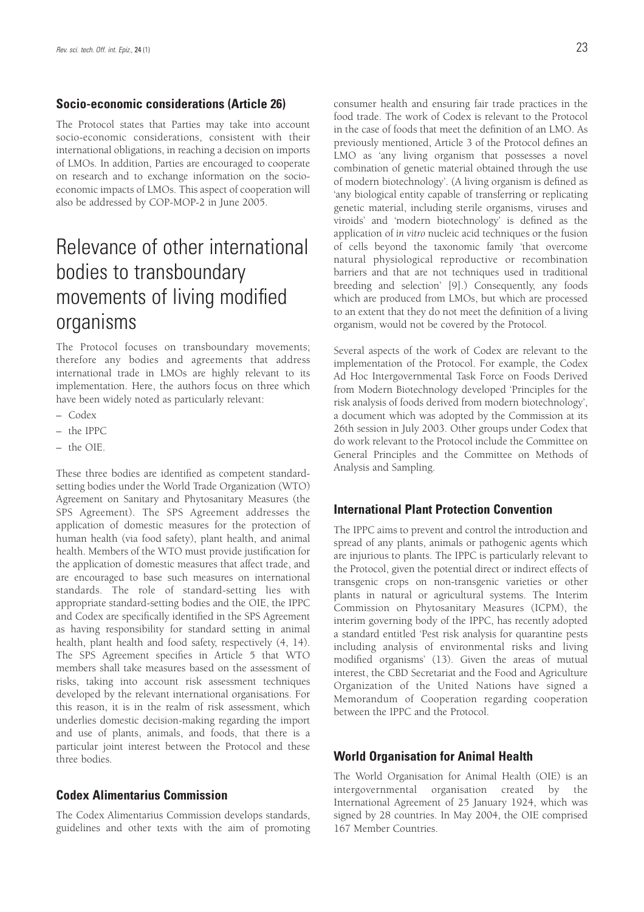### Socio-economic considerations (Article 26)

The Protocol states that Parties may take into account socio-economic considerations, consistent with their international obligations, in reaching a decision on imports of LMOs. In addition, Parties are encouraged to cooperate on research and to exchange information on the socio-economic impacts of LMOs. This aspect of cooperation will also be addressed by COP-MOP-2 in June 2005.

# Relevance of other international bodies to transboundary movements of living modified organisms

The Protocol focuses on transboundary movements; therefore any bodies and agreements that address international trade in LMOs are highly relevant to its implementation. Here, the authors focus on three which have been widely noted as particularly relevant:

– Codex
– the IPPC
– the OIE.

These three bodies are identified as competent standard-setting bodies under the World Trade Organization (WTO) Agreement on Sanitary and Phytosanitary Measures (the SPS Agreement). The SPS Agreement addresses the application of domestic measures for the protection of human health (via food safety), plant health, and animal health. Members of the WTO must provide justification for the application of domestic measures that affect trade, and are encouraged to base such measures on international standards. The role of standard-setting lies with appropriate standard-setting bodies and the OIE, the IPPC and Codex are specifically identified in the SPS Agreement as having responsibility for standard setting in animal health, plant health and food safety, respectively (4, 14). The SPS Agreement specifies in Article 5 that WTO members shall take measures based on the assessment of risks, taking into account risk assessment techniques developed by the relevant international organisations. For this reason, it is in the realm of risk assessment, which underlies domestic decision-making regarding the import and use of plants, animals, and foods, that there is a particular joint interest between the Protocol and these three bodies.

### Codex Alimentarius Commission

The Codex Alimentarius Commission develops standards, guidelines and other texts with the aim of promoting consumer health and ensuring fair trade practices in the food trade. The work of Codex is relevant to the Protocol in the case of foods that meet the definition of an LMO. As previously mentioned, Article 3 of the Protocol defines an LMO as 'any living organism that possesses a novel combination of genetic material obtained through the use of modern biotechnology'. (A living organism is defined as 'any biological entity capable of transferring or replicating genetic material, including sterile organisms, viruses and viroids' and 'modern biotechnology' is defined as the application of *in vitro* nucleic acid techniques or the fusion of cells beyond the taxonomic family 'that overcome natural physiological reproductive or recombination barriers and that are not techniques used in traditional breeding and selection' [9].) Consequently, any foods which are produced from LMOs, but which are processed to an extent that they do not meet the definition of a living organism, would not be covered by the Protocol.

Several aspects of the work of Codex are relevant to the implementation of the Protocol. For example, the Codex Ad Hoc Intergovernmental Task Force on Foods Derived from Modern Biotechnology developed 'Principles for the risk analysis of foods derived from modern biotechnology', a document which was adopted by the Commission at its 26th session in July 2003. Other groups under Codex that do work relevant to the Protocol include the Committee on General Principles and the Committee on Methods of Analysis and Sampling.

### International Plant Protection Convention

The IPPC aims to prevent and control the introduction and spread of any plants, animals or pathogenic agents which are injurious to plants. The IPPC is particularly relevant to the Protocol, given the potential direct or indirect effects of transgenic crops on non-transgenic varieties or other plants in natural or agricultural systems. The Interim Commission on Phytosanitary Measures (ICPM), the interim governing body of the IPPC, has recently adopted a standard entitled 'Pest risk analysis for quarantine pests including analysis of environmental risks and living modified organisms' (13). Given the areas of mutual interest, the CBD Secretariat and the Food and Agriculture Organization of the United Nations have signed a Memorandum of Cooperation regarding cooperation between the IPPC and the Protocol.

### World Organisation for Animal Health

The World Organisation for Animal Health (OIE) is an intergovernmental organisation created by the International Agreement of 25 January 1924, which was signed by 28 countries. In May 2004, the OIE comprised 167 Member Countries.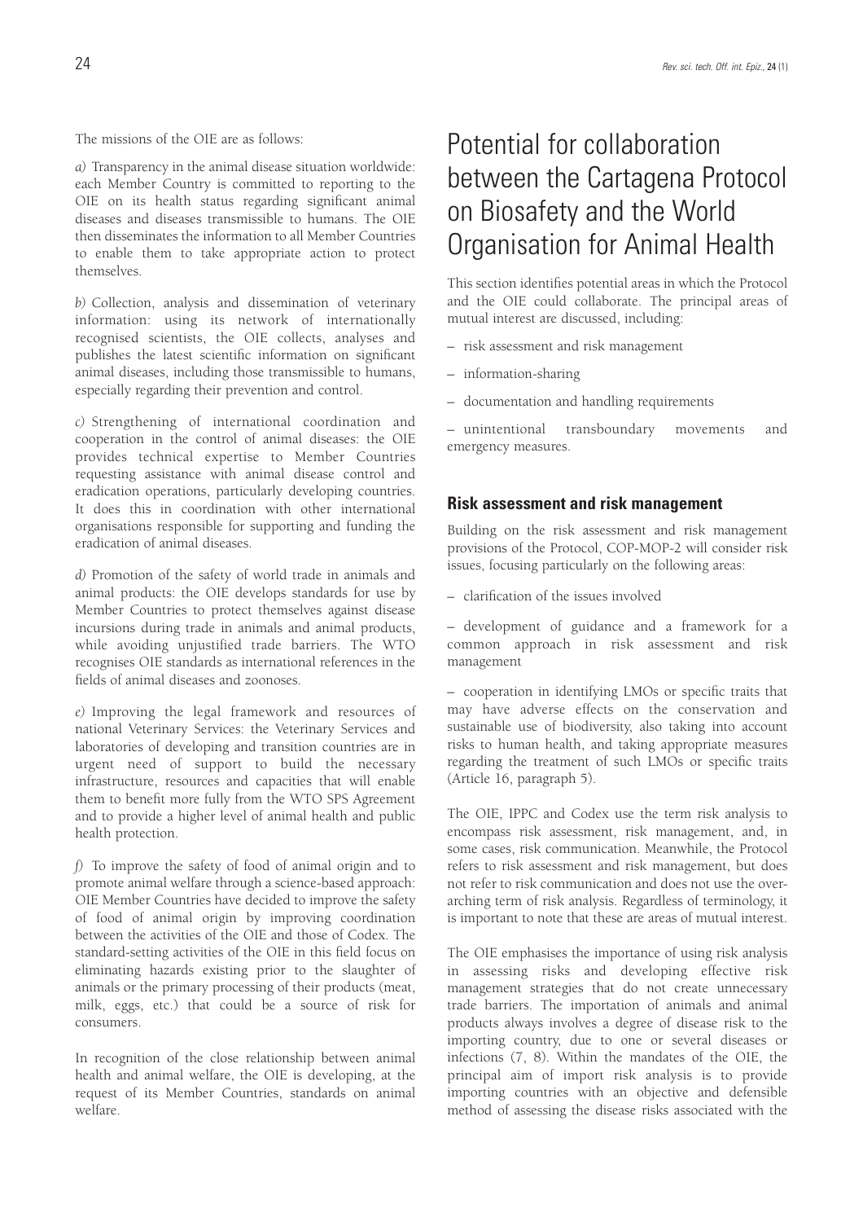The missions of the OIE are as follows:

*a)* Transparency in the animal disease situation worldwide: each Member Country is committed to reporting to the OIE on its health status regarding significant animal diseases and diseases transmissible to humans. The OIE then disseminates the information to all Member Countries to enable them to take appropriate action to protect themselves.

*b)* Collection, analysis and dissemination of veterinary information: using its network of internationally recognised scientists, the OIE collects, analyses and publishes the latest scientific information on significant animal diseases, including those transmissible to humans, especially regarding their prevention and control.

*c)* Strengthening of international coordination and cooperation in the control of animal diseases: the OIE provides technical expertise to Member Countries requesting assistance with animal disease control and eradication operations, particularly developing countries. It does this in coordination with other international organisations responsible for supporting and funding the eradication of animal diseases.

*d)* Promotion of the safety of world trade in animals and animal products: the OIE develops standards for use by Member Countries to protect themselves against disease incursions during trade in animals and animal products, while avoiding unjustified trade barriers. The WTO recognises OIE standards as international references in the fields of animal diseases and zoonoses.

*e)* Improving the legal framework and resources of national Veterinary Services: the Veterinary Services and laboratories of developing and transition countries are in urgent need of support to build the necessary infrastructure, resources and capacities that will enable them to benefit more fully from the WTO SPS Agreement and to provide a higher level of animal health and public health protection.

*f)* To improve the safety of food of animal origin and to promote animal welfare through a science-based approach: OIE Member Countries have decided to improve the safety of food of animal origin by improving coordination between the activities of the OIE and those of Codex. The standard-setting activities of the OIE in this field focus on eliminating hazards existing prior to the slaughter of animals or the primary processing of their products (meat, milk, eggs, etc.) that could be a source of risk for consumers.

In recognition of the close relationship between animal health and animal welfare, the OIE is developing, at the request of its Member Countries, standards on animal welfare.

# Potential for collaboration between the Cartagena Protocol on Biosafety and the World Organisation for Animal Health

This section identifies potential areas in which the Protocol and the OIE could collaborate. The principal areas of mutual interest are discussed, including:

– risk assessment and risk management

– information-sharing

– documentation and handling requirements

– unintentional transboundary movements and emergency measures.

## Risk assessment and risk management

Building on the risk assessment and risk management provisions of the Protocol, COP-MOP-2 will consider risk issues, focusing particularly on the following areas:

– clarification of the issues involved

– development of guidance and a framework for a common approach in risk assessment and risk management

– cooperation in identifying LMOs or specific traits that may have adverse effects on the conservation and sustainable use of biodiversity, also taking into account risks to human health, and taking appropriate measures regarding the treatment of such LMOs or specific traits (Article 16, paragraph 5).

The OIE, IPPC and Codex use the term risk analysis to encompass risk assessment, risk management, and, in some cases, risk communication. Meanwhile, the Protocol refers to risk assessment and risk management, but does not refer to risk communication and does not use the over-arching term of risk analysis. Regardless of terminology, it is important to note that these are areas of mutual interest.

The OIE emphasises the importance of using risk analysis in assessing risks and developing effective risk management strategies that do not create unnecessary trade barriers. The importation of animals and animal products always involves a degree of disease risk to the importing country, due to one or several diseases or infections (7, 8). Within the mandates of the OIE, the principal aim of import risk analysis is to provide importing countries with an objective and defensible method of assessing the disease risks associated with the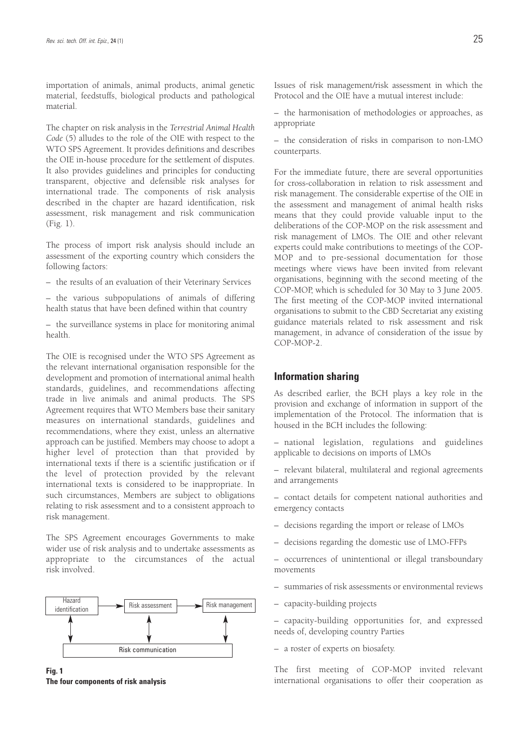importation of animals, animal products, animal genetic material, feedstuffs, biological products and pathological material.

The chapter on risk analysis in the *Terrestrial Animal Health Code* (5) alludes to the role of the OIE with respect to the WTO SPS Agreement. It provides definitions and describes the OIE in-house procedure for the settlement of disputes. It also provides guidelines and principles for conducting transparent, objective and defensible risk analyses for international trade. The components of risk analysis described in the chapter are hazard identification, risk assessment, risk management and risk communication (Fig. 1).

The process of import risk analysis should include an assessment of the exporting country which considers the following factors:

– the results of an evaluation of their Veterinary Services

– the various subpopulations of animals of differing health status that have been defined within that country

– the surveillance systems in place for monitoring animal health.

The OIE is recognised under the WTO SPS Agreement as the relevant international organisation responsible for the development and promotion of international animal health standards, guidelines, and recommendations affecting trade in live animals and animal products. The SPS Agreement requires that WTO Members base their sanitary measures on international standards, guidelines and recommendations, where they exist, unless an alternative approach can be justified. Members may choose to adopt a higher level of protection than that provided by international texts if there is a scientific justification or if the level of protection provided by the relevant international texts is considered to be inappropriate. In such circumstances, Members are subject to obligations relating to risk assessment and to a consistent approach to risk management.

The SPS Agreement encourages Governments to make wider use of risk analysis and to undertake assessments as appropriate to the circumstances of the actual risk involved.

Hazard identification

Risk assessment

Risk management

Risk communication

**Fig. 1**
**The four components of risk analysis**

Issues of risk management/risk assessment in which the Protocol and the OIE have a mutual interest include:

– the harmonisation of methodologies or approaches, as appropriate

– the consideration of risks in comparison to non-LMO counterparts.

For the immediate future, there are several opportunities for cross-collaboration in relation to risk assessment and risk management. The considerable expertise of the OIE in the assessment and management of animal health risks means that they could provide valuable input to the deliberations of the COP-MOP on the risk assessment and risk management of LMOs. The OIE and other relevant experts could make contributions to meetings of the COP-MOP and to pre-sessional documentation for those meetings where views have been invited from relevant organisations, beginning with the second meeting of the COP-MOP, which is scheduled for 30 May to 3 June 2005. The first meeting of the COP-MOP invited international organisations to submit to the CBD Secretariat any existing guidance materials related to risk assessment and risk management, in advance of consideration of the issue by COP-MOP-2.

## Information sharing

As described earlier, the BCH plays a key role in the provision and exchange of information in support of the implementation of the Protocol. The information that is housed in the BCH includes the following:

– national legislation, regulations and guidelines applicable to decisions on imports of LMOs

– relevant bilateral, multilateral and regional agreements and arrangements

– contact details for competent national authorities and emergency contacts

– decisions regarding the import or release of LMOs

– decisions regarding the domestic use of LMO-FFPs

– occurrences of unintentional or illegal transboundary movements

– summaries of risk assessments or environmental reviews

– capacity-building projects

– capacity-building opportunities for, and expressed needs of, developing country Parties

– a roster of experts on biosafety.

The first meeting of COP-MOP invited relevant international organisations to offer their cooperation as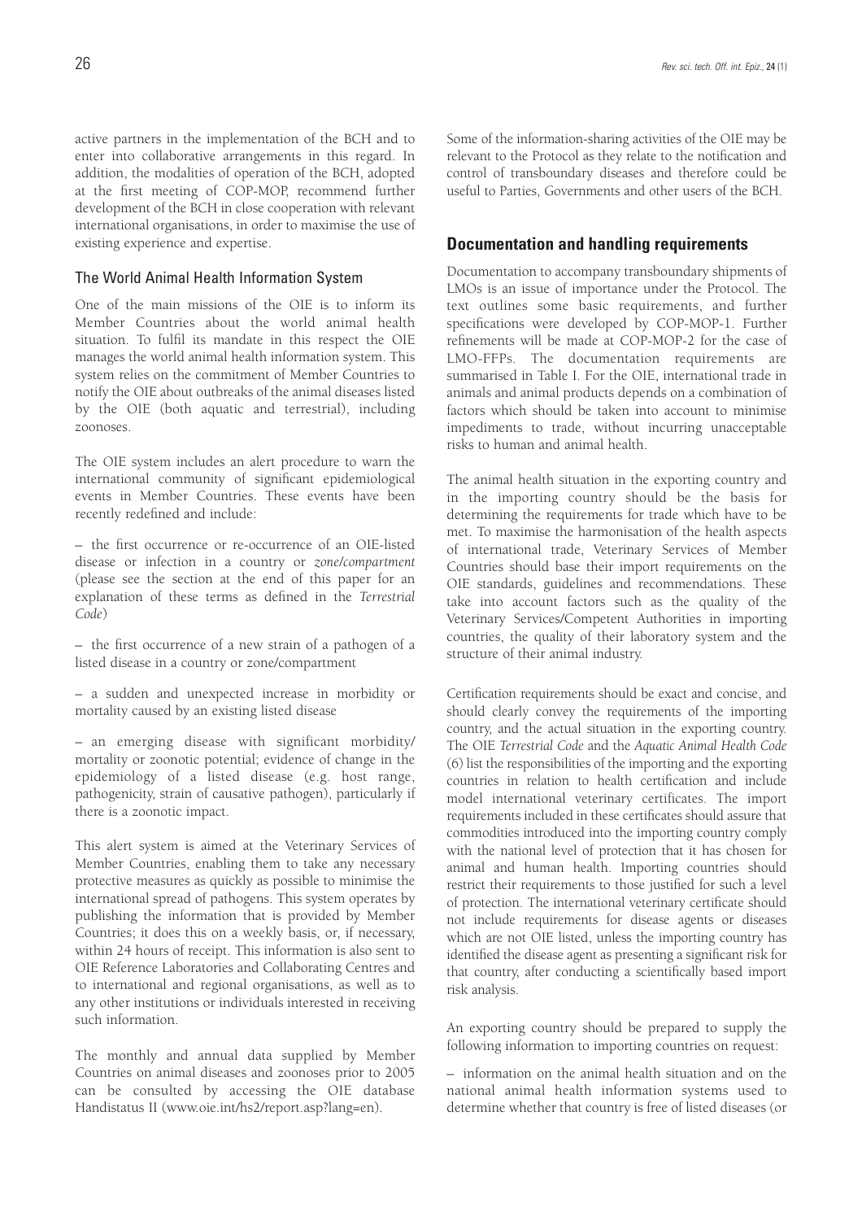active partners in the implementation of the BCH and to enter into collaborative arrangements in this regard. In addition, the modalities of operation of the BCH, adopted at the first meeting of COP-MOP, recommend further development of the BCH in close cooperation with relevant international organisations, in order to maximise the use of existing experience and expertise.

### The World Animal Health Information System

One of the main missions of the OIE is to inform its Member Countries about the world animal health situation. To fulfil its mandate in this respect the OIE manages the world animal health information system. This system relies on the commitment of Member Countries to notify the OIE about outbreaks of the animal diseases listed by the OIE (both aquatic and terrestrial), including zoonoses.

The OIE system includes an alert procedure to warn the international community of significant epidemiological events in Member Countries. These events have been recently redefined and include:

– the first occurrence or re-occurrence of an OIE-listed disease or infection in a country or *zone/compartment* (please see the section at the end of this paper for an explanation of these terms as defined in the *Terrestrial Code*)

– the first occurrence of a new strain of a pathogen of a listed disease in a country or zone/compartment

– a sudden and unexpected increase in morbidity or mortality caused by an existing listed disease

– an emerging disease with significant morbidity/ mortality or zoonotic potential; evidence of change in the epidemiology of a listed disease (e.g. host range, pathogenicity, strain of causative pathogen), particularly if there is a zoonotic impact.

This alert system is aimed at the Veterinary Services of Member Countries, enabling them to take any necessary protective measures as quickly as possible to minimise the international spread of pathogens. This system operates by publishing the information that is provided by Member Countries; it does this on a weekly basis, or, if necessary, within 24 hours of receipt. This information is also sent to OIE Reference Laboratories and Collaborating Centres and to international and regional organisations, as well as to any other institutions or individuals interested in receiving such information.

The monthly and annual data supplied by Member Countries on animal diseases and zoonoses prior to 2005 can be consulted by accessing the OIE database Handistatus II (www.oie.int/hs2/report.asp?lang=en).

Some of the information-sharing activities of the OIE may be relevant to the Protocol as they relate to the notification and control of transboundary diseases and therefore could be useful to Parties, Governments and other users of the BCH.

## Documentation and handling requirements

Documentation to accompany transboundary shipments of LMOs is an issue of importance under the Protocol. The text outlines some basic requirements, and further specifications were developed by COP-MOP-1. Further refinements will be made at COP-MOP-2 for the case of LMO-FFPs. The documentation requirements are summarised in Table I. For the OIE, international trade in animals and animal products depends on a combination of factors which should be taken into account to minimise impediments to trade, without incurring unacceptable risks to human and animal health.

The animal health situation in the exporting country and in the importing country should be the basis for determining the requirements for trade which have to be met. To maximise the harmonisation of the health aspects of international trade, Veterinary Services of Member Countries should base their import requirements on the OIE standards, guidelines and recommendations. These take into account factors such as the quality of the Veterinary Services/Competent Authorities in importing countries, the quality of their laboratory system and the structure of their animal industry.

Certification requirements should be exact and concise, and should clearly convey the requirements of the importing country, and the actual situation in the exporting country. The OIE *Terrestrial Code* and the *Aquatic Animal Health Code* (6) list the responsibilities of the importing and the exporting countries in relation to health certification and include model international veterinary certificates. The import requirements included in these certificates should assure that commodities introduced into the importing country comply with the national level of protection that it has chosen for animal and human health. Importing countries should restrict their requirements to those justified for such a level of protection. The international veterinary certificate should not include requirements for disease agents or diseases which are not OIE listed, unless the importing country has identified the disease agent as presenting a significant risk for that country, after conducting a scientifically based import risk analysis.

An exporting country should be prepared to supply the following information to importing countries on request:

– information on the animal health situation and on the national animal health information systems used to determine whether that country is free of listed diseases (or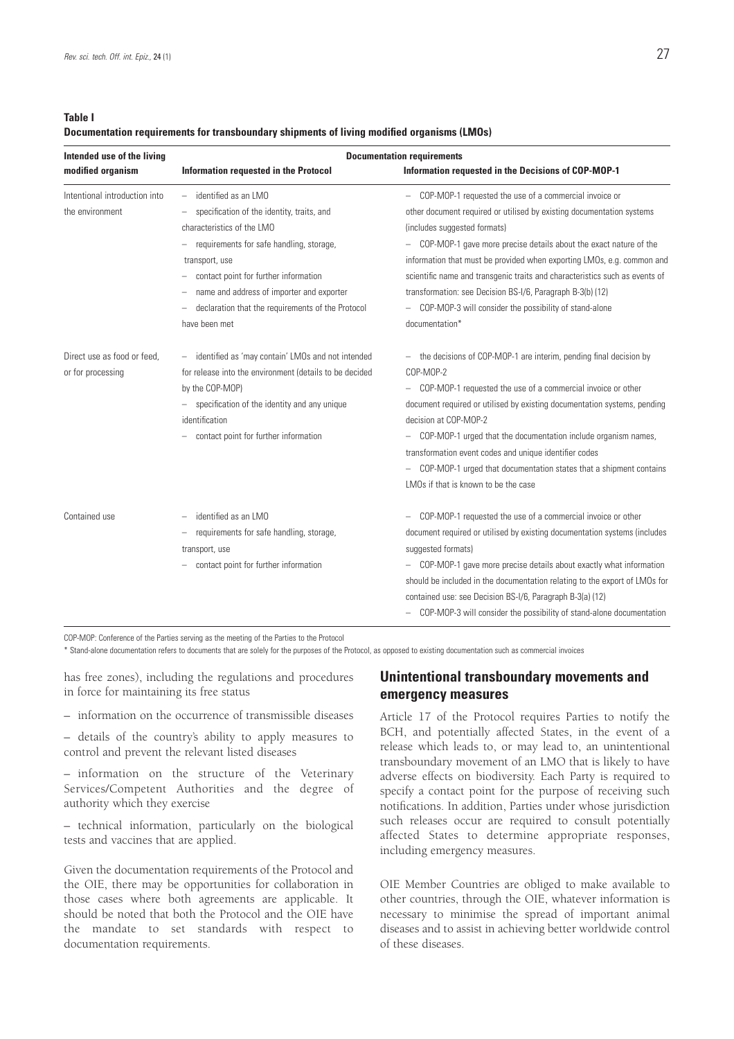**Table I**
**Documentation requirements for transboundary shipments of living modified organisms (LMOs)**

| Intended use of the living modified organism | Documentation requirements | |
|---|---|---|
| | **Information requested in the Protocol** | **Information requested in the Decisions of COP-MOP-1** |
| Intentional introduction into the environment | – identified as an LMO<br>– specification of the identity, traits, and characteristics of the LMO<br>– requirements for safe handling, storage, transport, use<br>– contact point for further information<br>– name and address of importer and exporter<br>– declaration that the requirements of the Protocol have been met | – COP-MOP-1 requested the use of a commercial invoice or other document required or utilised by existing documentation systems (includes suggested formats)<br>– COP-MOP-1 gave more precise details about the exact nature of the information that must be provided when exporting LMOs, e.g. common and scientific name and transgenic traits and characteristics such as events of transformation: see Decision BS-I/6, Paragraph B-3(b) (12)<br>– COP-MOP-3 will consider the possibility of stand-alone documentation* |
| Direct use as food or feed, or for processing | – identified as 'may contain' LMOs and not intended for release into the environment (details to be decided by the COP-MOP)<br>– specification of the identity and any unique identification<br>– contact point for further information | – the decisions of COP-MOP-1 are interim, pending final decision by COP-MOP-2<br>– COP-MOP-1 requested the use of a commercial invoice or other document required or utilised by existing documentation systems, pending decision at COP-MOP-2<br>– COP-MOP-1 urged that the documentation include organism names, transformation event codes and unique identifier codes<br>– COP-MOP-1 urged that documentation states that a shipment contains LMOs if that is known to be the case |
| Contained use | – identified as an LMO<br>– requirements for safe handling, storage, transport, use<br>– contact point for further information | – COP-MOP-1 requested the use of a commercial invoice or other document required or utilised by existing documentation systems (includes suggested formats)<br>– COP-MOP-1 gave more precise details about exactly what information should be included in the documentation relating to the export of LMOs for contained use: see Decision BS-I/6, Paragraph B-3(a) (12)<br>– COP-MOP-3 will consider the possibility of stand-alone documentation |

COP-MOP: Conference of the Parties serving as the meeting of the Parties to the Protocol

\* Stand-alone documentation refers to documents that are solely for the purposes of the Protocol, as opposed to existing documentation such as commercial invoices

has free zones), including the regulations and procedures in force for maintaining its free status

– information on the occurrence of transmissible diseases

– details of the country's ability to apply measures to control and prevent the relevant listed diseases

– information on the structure of the Veterinary Services/Competent Authorities and the degree of authority which they exercise

– technical information, particularly on the biological tests and vaccines that are applied.

Given the documentation requirements of the Protocol and the OIE, there may be opportunities for collaboration in those cases where both agreements are applicable. It should be noted that both the Protocol and the OIE have the mandate to set standards with respect to documentation requirements.

## Unintentional transboundary movements and emergency measures

Article 17 of the Protocol requires Parties to notify the BCH, and potentially affected States, in the event of a release which leads to, or may lead to, an unintentional transboundary movement of an LMO that is likely to have adverse effects on biodiversity. Each Party is required to specify a contact point for the purpose of receiving such notifications. In addition, Parties under whose jurisdiction such releases occur are required to consult potentially affected States to determine appropriate responses, including emergency measures.

OIE Member Countries are obliged to make available to other countries, through the OIE, whatever information is necessary to minimise the spread of important animal diseases and to assist in achieving better worldwide control of these diseases.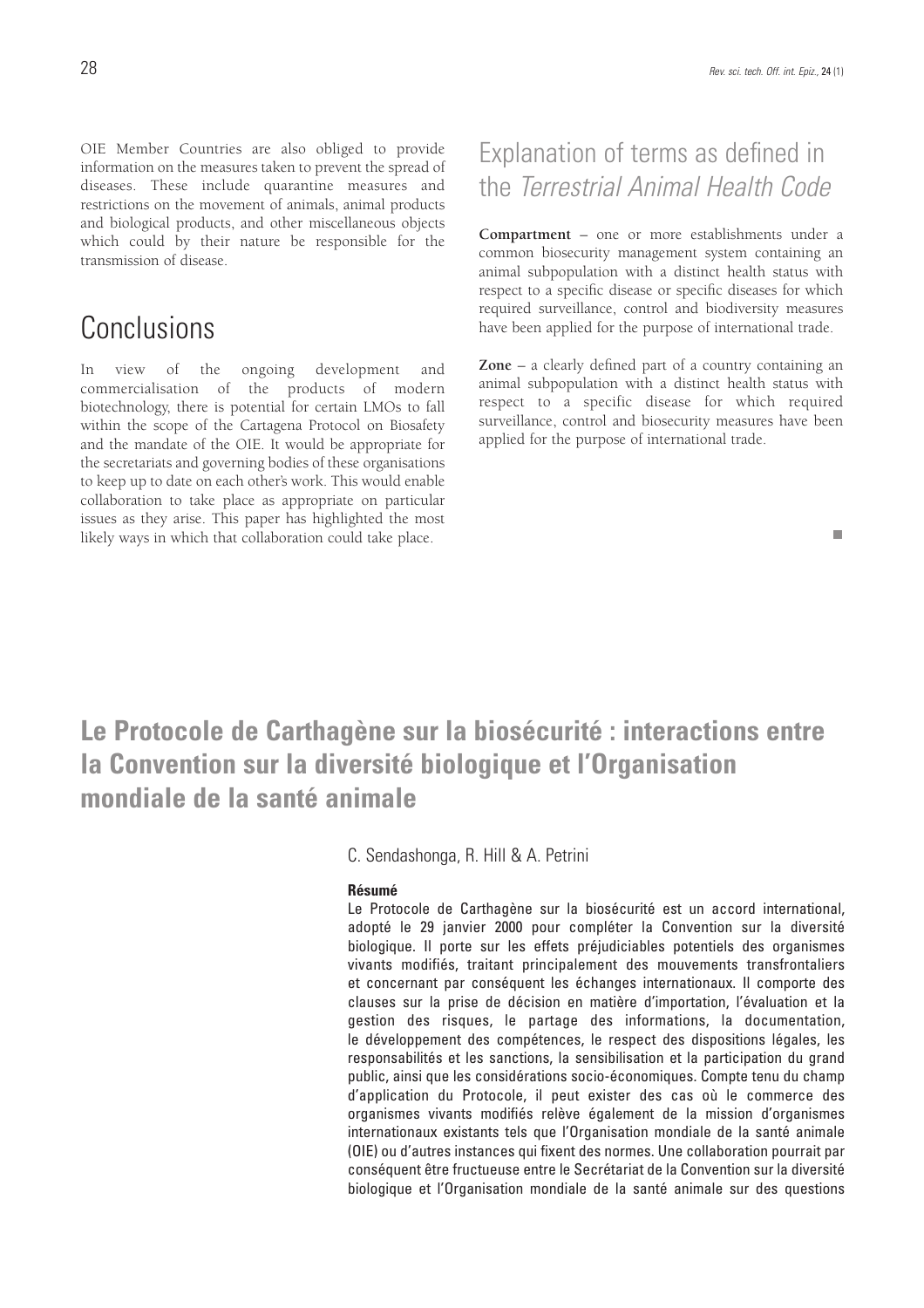OIE Member Countries are also obliged to provide information on the measures taken to prevent the spread of diseases. These include quarantine measures and restrictions on the movement of animals, animal products and biological products, and other miscellaneous objects which could by their nature be responsible for the transmission of disease.

## Conclusions

In view of the ongoing development and commercialisation of the products of modern biotechnology, there is potential for certain LMOs to fall within the scope of the Cartagena Protocol on Biosafety and the mandate of the OIE. It would be appropriate for the secretariats and governing bodies of these organisations to keep up to date on each other's work. This would enable collaboration to take place as appropriate on particular issues as they arise. This paper has highlighted the most likely ways in which that collaboration could take place.

## Explanation of terms as defined in the *Terrestrial Animal Health Code*

**Compartment** – one or more establishments under a common biosecurity management system containing an animal subpopulation with a distinct health status with respect to a specific disease or specific diseases for which required surveillance, control and biodiversity measures have been applied for the purpose of international trade.

**Zone** – a clearly defined part of a country containing an animal subpopulation with a distinct health status with respect to a specific disease for which required surveillance, control and biosecurity measures have been applied for the purpose of international trade.

# Le Protocole de Carthagène sur la biosécurité : interactions entre la Convention sur la diversité biologique et l'Organisation mondiale de la santé animale

C. Sendashonga, R. Hill & A. Petrini

**Résumé**

Le Protocole de Carthagène sur la biosécurité est un accord international, adopté le 29 janvier 2000 pour compléter la Convention sur la diversité biologique. Il porte sur les effets préjudiciables potentiels des organismes vivants modifiés, traitant principalement des mouvements transfrontaliers et concernant par conséquent les échanges internationaux. Il comporte des clauses sur la prise de décision en matière d'importation, l'évaluation et la gestion des risques, le partage des informations, la documentation, le développement des compétences, le respect des dispositions légales, les responsabilités et les sanctions, la sensibilisation et la participation du grand public, ainsi que les considérations socio-économiques. Compte tenu du champ d'application du Protocole, il peut exister des cas où le commerce des organismes vivants modifiés relève également de la mission d'organismes internationaux existants tels que l'Organisation mondiale de la santé animale (OIE) ou d'autres instances qui fixent des normes. Une collaboration pourrait par conséquent être fructueuse entre le Secrétariat de la Convention sur la diversité biologique et l'Organisation mondiale de la santé animale sur des questions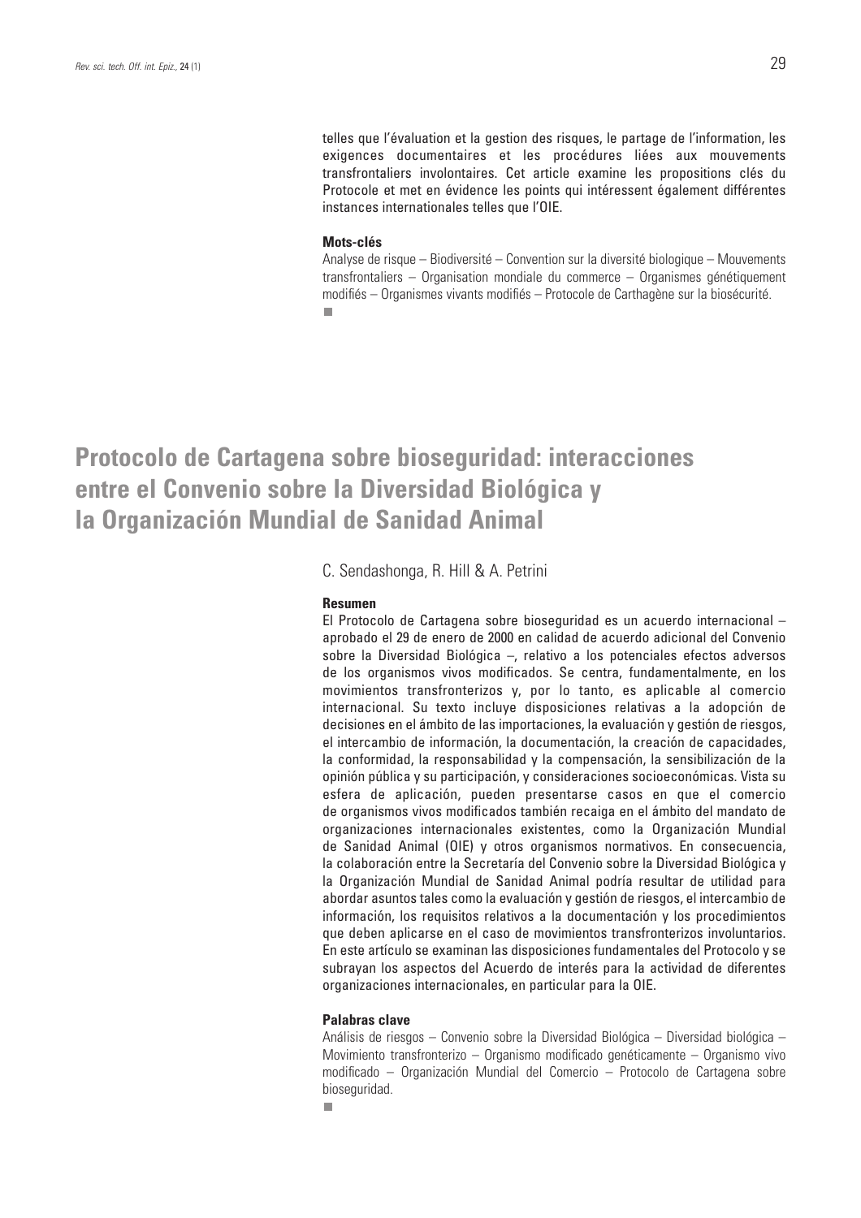telles que l'évaluation et la gestion des risques, le partage de l'information, les exigences documentaires et les procédures liées aux mouvements transfrontaliers involontaires. Cet article examine les propositions clés du Protocole et met en évidence les points qui intéressent également différentes instances internationales telles que l'OIE.

**Mots-clés**

Analyse de risque – Biodiversité – Convention sur la diversité biologique – Mouvements transfrontaliers – Organisation mondiale du commerce – Organismes génétiquement modifiés – Organismes vivants modifiés – Protocole de Carthagène sur la biosécurité.

# Protocolo de Cartagena sobre bioseguridad: interacciones entre el Convenio sobre la Diversidad Biológica y la Organización Mundial de Sanidad Animal

C. Sendashonga, R. Hill & A. Petrini

**Resumen**

El Protocolo de Cartagena sobre bioseguridad es un acuerdo internacional – aprobado el 29 de enero de 2000 en calidad de acuerdo adicional del Convenio sobre la Diversidad Biológica –, relativo a los potenciales efectos adversos de los organismos vivos modificados. Se centra, fundamentalmente, en los movimientos transfronterizos y, por lo tanto, es aplicable al comercio internacional. Su texto incluye disposiciones relativas a la adopción de decisiones en el ámbito de las importaciones, la evaluación y gestión de riesgos, el intercambio de información, la documentación, la creación de capacidades, la conformidad, la responsabilidad y la compensación, la sensibilización de la opinión pública y su participación, y consideraciones socioeconómicas. Vista su esfera de aplicación, pueden presentarse casos en que el comercio de organismos vivos modificados también recaiga en el ámbito del mandato de organizaciones internacionales existentes, como la Organización Mundial de Sanidad Animal (OIE) y otros organismos normativos. En consecuencia, la colaboración entre la Secretaría del Convenio sobre la Diversidad Biológica y la Organización Mundial de Sanidad Animal podría resultar de utilidad para abordar asuntos tales como la evaluación y gestión de riesgos, el intercambio de información, los requisitos relativos a la documentación y los procedimientos que deben aplicarse en el caso de movimientos transfronterizos involuntarios. En este artículo se examinan las disposiciones fundamentales del Protocolo y se subrayan los aspectos del Acuerdo de interés para la actividad de diferentes organizaciones internacionales, en particular para la OIE.

**Palabras clave**

Análisis de riesgos – Convenio sobre la Diversidad Biológica – Diversidad biológica – Movimiento transfronterizo – Organismo modificado genéticamente – Organismo vivo modificado – Organización Mundial del Comercio – Protocolo de Cartagena sobre bioseguridad.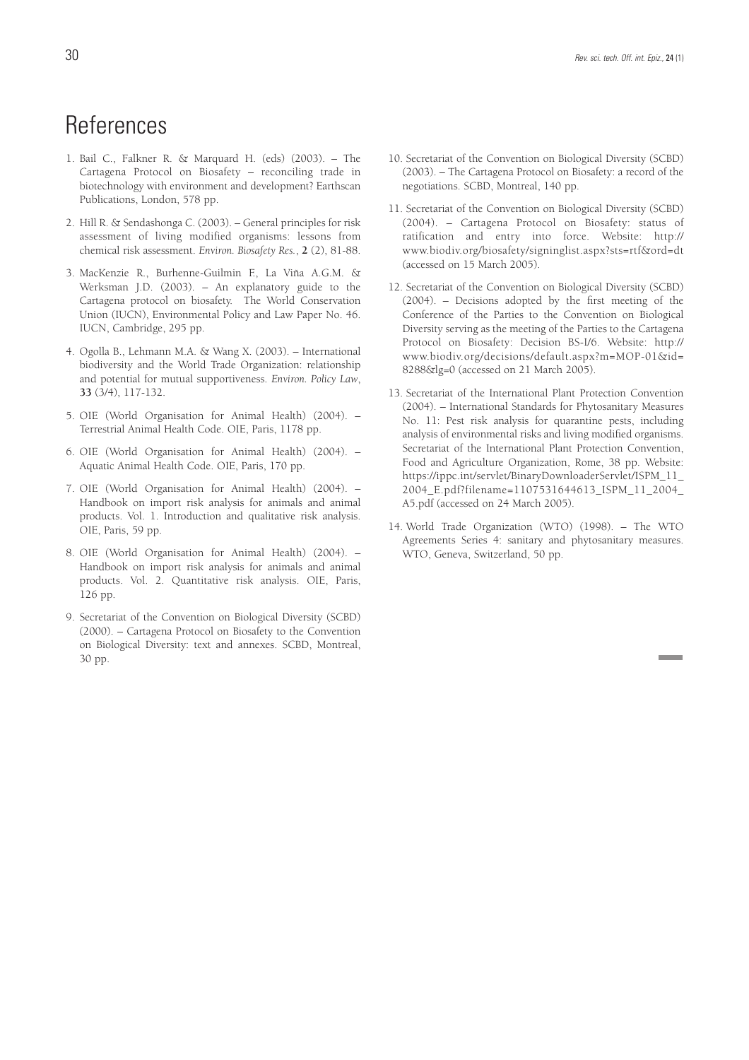# References

1. Bail C., Falkner R. & Marquard H. (eds) (2003). – The Cartagena Protocol on Biosafety – reconciling trade in biotechnology with environment and development? Earthscan Publications, London, 578 pp.

2. Hill R. & Sendashonga C. (2003). – General principles for risk assessment of living modified organisms: lessons from chemical risk assessment. *Environ. Biosafety Res.*, **2** (2), 81-88.

3. MacKenzie R., Burhenne-Guilmin F., La Viña A.G.M. & Werksman J.D. (2003). – An explanatory guide to the Cartagena protocol on biosafety. The World Conservation Union (IUCN), Environmental Policy and Law Paper No. 46. IUCN, Cambridge, 295 pp.

4. Ogolla B., Lehmann M.A. & Wang X. (2003). – International biodiversity and the World Trade Organization: relationship and potential for mutual supportiveness. *Environ. Policy Law*, **33** (3/4), 117-132.

5. OIE (World Organisation for Animal Health) (2004). – Terrestrial Animal Health Code. OIE, Paris, 1178 pp.

6. OIE (World Organisation for Animal Health) (2004). – Aquatic Animal Health Code. OIE, Paris, 170 pp.

7. OIE (World Organisation for Animal Health) (2004). – Handbook on import risk analysis for animals and animal products. Vol. 1. Introduction and qualitative risk analysis. OIE, Paris, 59 pp.

8. OIE (World Organisation for Animal Health) (2004). – Handbook on import risk analysis for animals and animal products. Vol. 2. Quantitative risk analysis. OIE, Paris, 126 pp.

9. Secretariat of the Convention on Biological Diversity (SCBD) (2000). – Cartagena Protocol on Biosafety to the Convention on Biological Diversity: text and annexes. SCBD, Montreal, 30 pp.

10. Secretariat of the Convention on Biological Diversity (SCBD) (2003). – The Cartagena Protocol on Biosafety: a record of the negotiations. SCBD, Montreal, 140 pp.

11. Secretariat of the Convention on Biological Diversity (SCBD) (2004). – Cartagena Protocol on Biosafety: status of ratification and entry into force. Website: http://www.biodiv.org/biosafety/signinglist.aspx?sts=rtf&ord=dt (accessed on 15 March 2005).

12. Secretariat of the Convention on Biological Diversity (SCBD) (2004). – Decisions adopted by the first meeting of the Conference of the Parties to the Convention on Biological Diversity serving as the meeting of the Parties to the Cartagena Protocol on Biosafety: Decision BS-I/6. Website: http://www.biodiv.org/decisions/default.aspx?m=MOP-01&id=8288&lg=0 (accessed on 21 March 2005).

13. Secretariat of the International Plant Protection Convention (2004). – International Standards for Phytosanitary Measures No. 11: Pest risk analysis for quarantine pests, including analysis of environmental risks and living modified organisms. Secretariat of the International Plant Protection Convention, Food and Agriculture Organization, Rome, 38 pp. Website: https://ippc.int/servlet/BinaryDownloaderServlet/ISPM_11_2004_E.pdf?filename=1107531644613_ISPM_11_2004_A5.pdf (accessed on 24 March 2005).

14. World Trade Organization (WTO) (1998). – The WTO Agreements Series 4: sanitary and phytosanitary measures. WTO, Geneva, Switzerland, 50 pp.